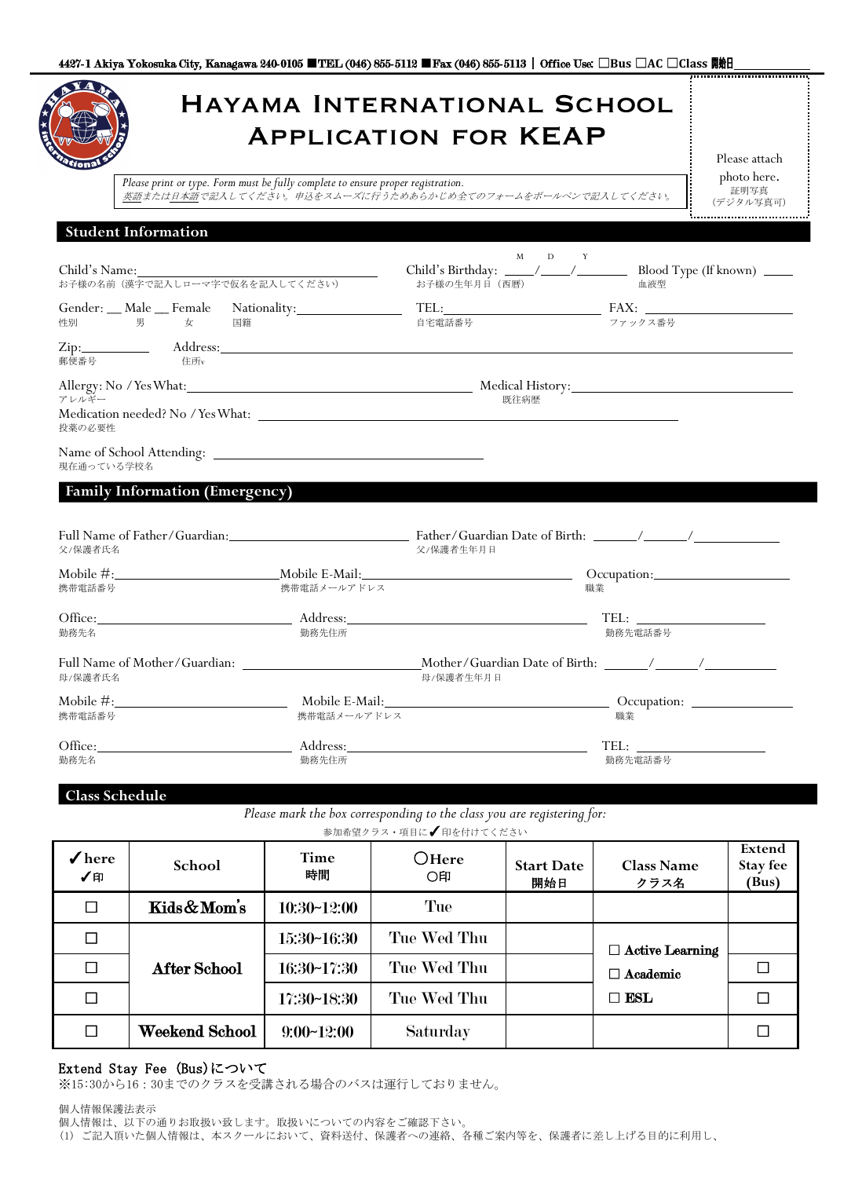4427-1 Akiya Yokosuka City, Kanagawa 240-0105 ■TEL (046) 855-5112 ■Fax (046) 855-5113 | Office Use: ☐Bus ☐AC ☐Class 開始日____________

# HAYAMA INTERNATIONAL SCHOOL
# APPLICATION FOR KEAP

*Please print or type. Form must be fully complete to ensure proper registration.*
*英語または日本語で記入してください。申込をスムーズに行うためあらかじめ全てのフォームをボールペンで記入してください。*

Please attach photo here.
証明写真
(デジタル写真可)

## Student Information

Child's Name: ______________________________ Child's Birthday: ____/____/________ (M D Y) Blood Type (If known) ____
お子様の名前（漢字で記入しローマ字で仮名を記入してください） お子様の生年月日（西暦） 血液型

Gender: __ Male __ Female Nationality: __________ TEL: ______________ FAX: ______________
性別 男 女 国籍 自宅電話番号 ファックス番号

Zip: __________ Address: ______________________________________________
郵便番号 住所

Allergy: No / Yes What: ______________________ Medical History: ______________________
アレルギー 既往病歴

Medication needed? No / Yes What: ______________________________
投薬の必要性

Name of School Attending: ______________________________
現在通っている学校名

## Family Information (Emergency)

Full Name of Father/Guardian: ______________________ Father/Guardian Date of Birth: ______/______/__________
父/保護者氏名 父/保護者生年月日

Mobile #: ______________ Mobile E-Mail: ______________________ Occupation: ______________
携帯電話番号 携帯電話メールアドレス 職業

Office: ______________ Address: ______________________ TEL: ______________
勤務先名 勤務先住所 勤務先電話番号

Full Name of Mother/Guardian: ______________________ Mother/Guardian Date of Birth: ______/______/__________
母/保護者氏名 母/保護者生年月日

Mobile #: ______________ Mobile E-Mail: ______________________ Occupation: ______________
携帯電話番号 携帯電話メールアドレス 職業

Office: ______________ Address: ______________________ TEL: ______________
勤務先名 勤務先住所 勤務先電話番号

## Class Schedule

*Please mark the box corresponding to the class you are registering for:*
参加希望クラス・項目に✔印を付けてください

| ✔here ✔印 | School | Time 時間 | 〇Here 〇印 | Start Date 開始日 | Class Name クラス名 | Extend Stay fee (Bus) |
|---|---|---|---|---|---|---|
| ☐ | Kids&Mom's | 10:30~12:00 | Tue | | | |
| ☐ | After School | 15:30~16:30 | Tue Wed Thu | | ☐ Active Learning<br>☐ Academic<br>☐ ESL | |
| ☐ | | 16:30~17:30 | Tue Wed Thu | | | ☐ |
| ☐ | | 17:30~18:30 | Tue Wed Thu | | | ☐ |
| ☐ | Weekend School | 9:00~12:00 | Saturday | | | ☐ |

Extend Stay Fee (Bus)について
※15:30から16：30までのクラスを受講される場合のバスは運行しておりません。

個人情報保護法表示
個人情報は、以下の通りお取扱い致します。取扱いについての内容をご確認下さい。
(1) ご記入頂いた個人情報は、本スクールにおいて、資料送付、保護者への連絡、各種ご案内等を、保護者に差し上げる目的に利用し、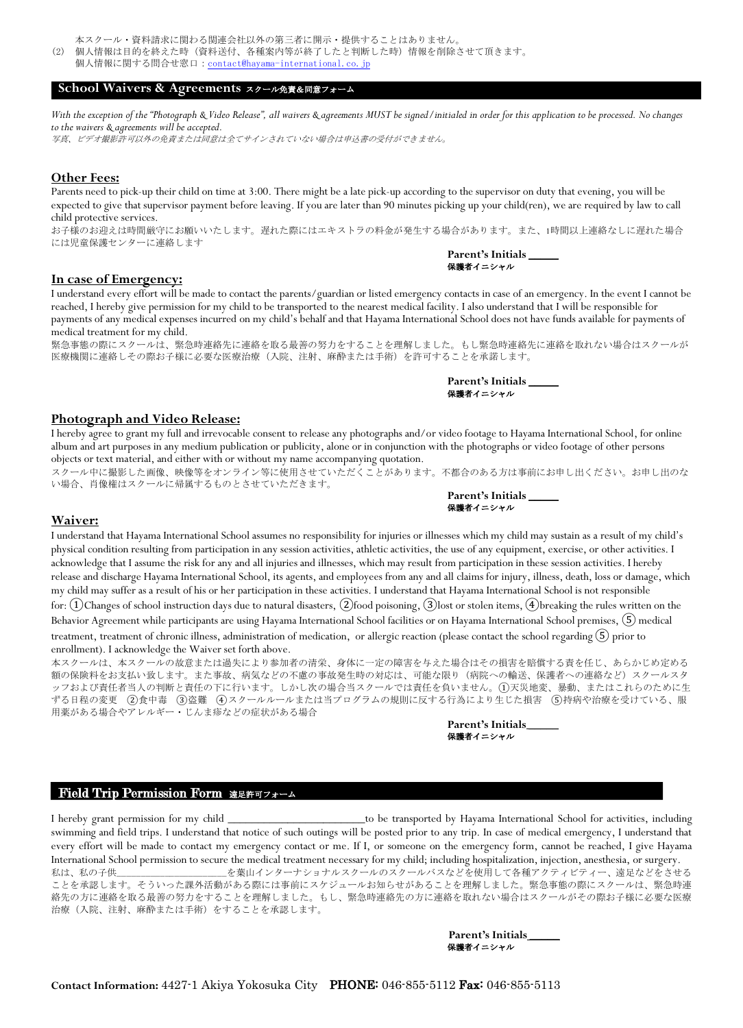本スクール・資料請求に関わる関連会社以外の第三者に開示・提供することはありません。

(2) 個人情報は目的を終えた時（資料送付、各種案内等が終了したと判断した時）情報を削除させて頂きます。
個人情報に関する問合せ窓口：contact@hayama-international.co.jp

## School Waivers & Agreements スクール免責&同意フォーム

*With the exception of the "Photograph & Video Release", all waivers & agreements MUST be signed/initialed in order for this application to be processed. No changes to the waivers & agreements will be accepted.*
*写真、ビデオ撮影許可以外の免責または同意は全てサインされていない場合は申込書の受付ができません。*

### Other Fees:

Parents need to pick-up their child on time at 3:00. There might be a late pick-up according to the supervisor on duty that evening, you will be expected to give that supervisor payment before leaving. If you are later than 90 minutes picking up your child(ren), we are required by law to call child protective services.
お子様のお迎えは時間厳守にお願いいたします。遅れた際にはエキストラの料金が発生する場合があります。また、1時間以上連絡なしに遅れた場合には児童保護センターに連絡します

**Parent's Initials _____**
**保護者イニシャル**

### In case of Emergency:

I understand every effort will be made to contact the parents/guardian or listed emergency contacts in case of an emergency. In the event I cannot be reached, I hereby give permission for my child to be transported to the nearest medical facility. I also understand that I will be responsible for payments of any medical expenses incurred on my child's behalf and that Hayama International School does not have funds available for payments of medical treatment for my child.
緊急事態の際にスクールは、緊急時連絡先に連絡を取る最善の努力をすることを理解しました。もし緊急時連絡先に連絡を取れない場合はスクールが医療機関に連絡しその際お子様に必要な医療治療（入院、注射、麻酔または手術）を許可することを承諾します。

**Parent's Initials _____**
**保護者イニシャル**

### Photograph and Video Release:

I hereby agree to grant my full and irrevocable consent to release any photographs and/or video footage to Hayama International School, for online album and art purposes in any medium publication or publicity, alone or in conjunction with the photographs or video footage of other persons objects or text material, and either with or without my name accompanying quotation.
スクール中に撮影した画像、映像等をオンライン等に使用させていただくことがあります。不都合のある方は事前にお申し出ください。お申し出のない場合、肖像権はスクールに帰属するものとさせていただきます。

**Parent's Initials _____**
**保護者イニシャル**

### Waiver:

I understand that Hayama International School assumes no responsibility for injuries or illnesses which my child may sustain as a result of my child's physical condition resulting from participation in any session activities, athletic activities, the use of any equipment, exercise, or other activities. I acknowledge that I assume the risk for any and all injuries and illnesses, which may result from participation in these session activities. I hereby release and discharge Hayama International School, its agents, and employees from any and all claims for injury, illness, death, loss or damage, which my child may suffer as a result of his or her participation in these activities. I understand that Hayama International School is not responsible for: ①Changes of school instruction days due to natural disasters, ②food poisoning, ③lost or stolen items, ④breaking the rules written on the Behavior Agreement while participants are using Hayama International School facilities or on Hayama International School premises, ⑤ medical treatment, treatment of chronic illness, administration of medication, or allergic reaction (please contact the school regarding ⑤ prior to enrollment). I acknowledge the Waiver set forth above.
本スクールは、本スクールの故意または過失により参加者の清栄、身体に一定の障害を与えた場合はその損害を賠償する責を任じ、あらかじめ定める額の保険料をお支払い致します。また事故、病気などの不慮の事故発生時の対応は、可能な限り（病院への輸送、保護者への連絡など）スクールスタッフおよび責任者当人の判断と責任の下に行います。しかし次の場合当スクールでは責任を負いません。①天災地変、暴動、またはこれらのために生ずる日程の変更　②食中毒　③盗難　④スクールルールまたは当プログラムの規則に反する行為により生じた損害　⑤持病や治療を受けている、服用薬がある場合やアレルギー・じんま疹などの症状がある場合

**Parent's Initials_____**
**保護者イニシャル**

## Field Trip Permission Form 遠足許可フォーム

I hereby grant permission for my child _______________________to be transported by Hayama International School for activities, including swimming and field trips. I understand that notice of such outings will be posted prior to any trip. In case of medical emergency, I understand that every effort will be made to contact my emergency contact or me. If I, or someone on the emergency form, cannot be reached, I give Hayama International School permission to secure the medical treatment necessary for my child; including hospitalization, injection, anesthesia, or surgery.
私は、私の子供____________________を葉山インターナショナルスクールのスクールバスなどを使用して各種アクティビティー、遠足などをさせることを承認します。そういった課外活動がある際には事前にスケジュールお知らせがあることを理解しました。緊急事態の際にスクールは、緊急時連絡先の方に連絡を取る最善の努力をすることを理解しました。もし、緊急時連絡先の方に連絡を取れない場合はスクールがその際お子様に必要な医療治療（入院、注射、麻酔または手術）をすることを承諾します。

**Parent's Initials_____**
**保護者イニシャル**

**Contact Information:** 4427-1 Akiya Yokosuka City　**PHONE:** 046-855-5112 **Fax:** 046-855-5113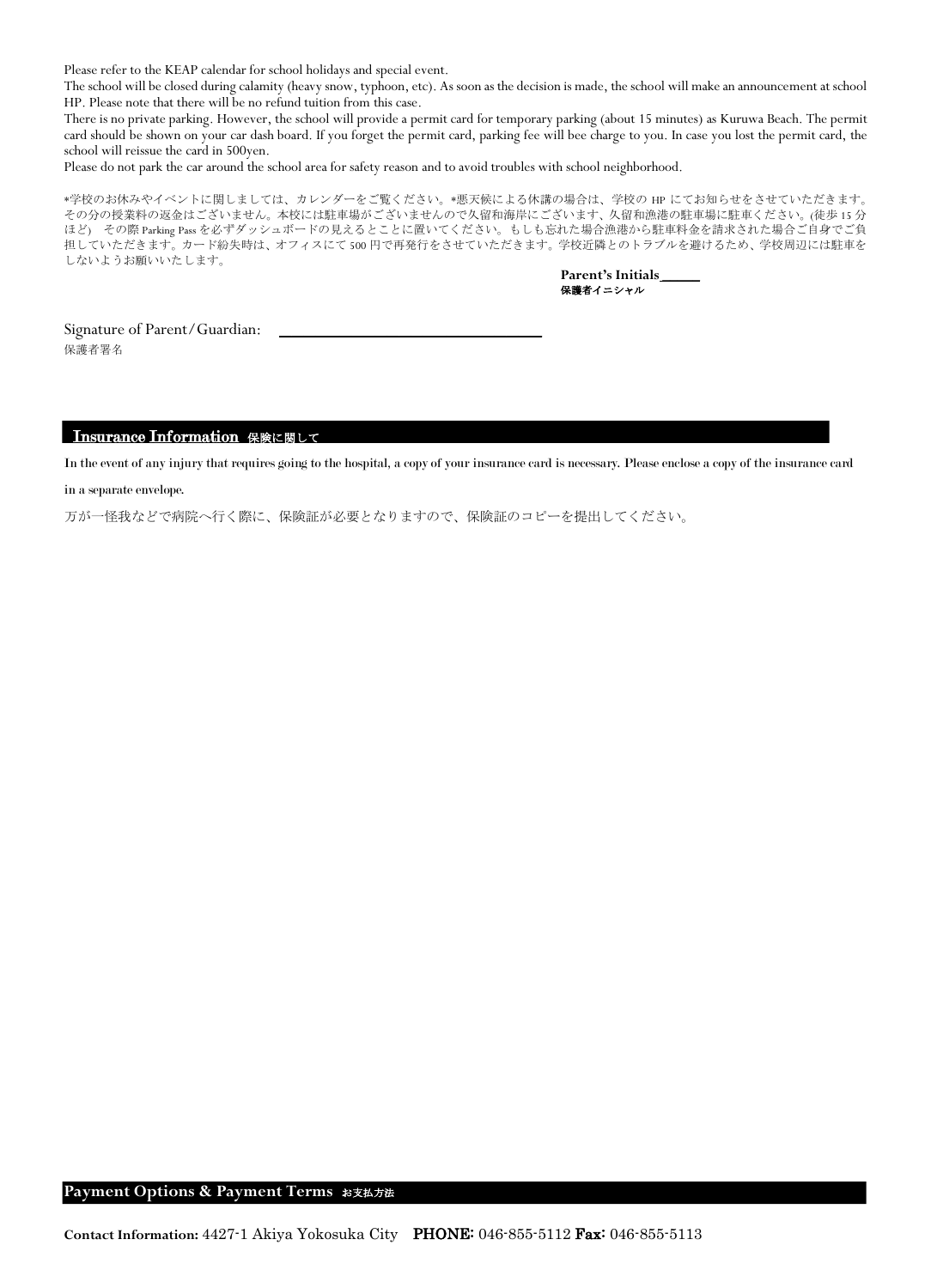Please refer to the KEAP calendar for school holidays and special event.

The school will be closed during calamity (heavy snow, typhoon, etc). As soon as the decision is made, the school will make an announcement at school HP. Please note that there will be no refund tuition from this case.

There is no private parking. However, the school will provide a permit card for temporary parking (about 15 minutes) as Kuruwa Beach. The permit card should be shown on your car dash board. If you forget the permit card, parking fee will bee charge to you. In case you lost the permit card, the school will reissue the card in 500yen.

Please do not park the car around the school area for safety reason and to avoid troubles with school neighborhood.

*学校のお休みやイベントに関しましては、カレンダーをご覧ください。*悪天候による休講の場合は、学校の HP にてお知らせをさせていただきます。その分の授業料の返金はございません。本校には駐車場がございませんので久留和海岸にございます、久留和漁港の駐車場に駐車ください。(徒歩 15 分ほど) その際 Parking Pass を必ずダッシュボードの見えるとことに置いてください。もしも忘れた場合漁港から駐車料金を請求された場合ご自身でご負担していただきます。カード紛失時は、オフィスにて 500 円で再発行をさせていただきます。学校近隣とのトラブルを避けるため、学校周辺には駐車をしないようお願いいたします。

**Parent's Initials\_\_\_\_\_\_**
**保護者イニシャル**

Signature of Parent/Guardian: \_\_\_\_\_\_\_\_\_\_\_\_\_\_\_\_\_\_\_\_\_\_\_\_\_\_\_\_\_\_\_\_
保護者署名

## Insurance Information 保険に関して

In the event of any injury that requires going to the hospital, a copy of your insurance card is necessary. Please enclose a copy of the insurance card in a separate envelope.

万が一怪我などで病院へ行く際に、保険証が必要となりますので、保険証のコピーを提出してください。

## Payment Options & Payment Terms お支払方法

**Contact Information:** 4427-1 Akiya Yokosuka City **PHONE:** 046-855-5112 **Fax:** 046-855-5113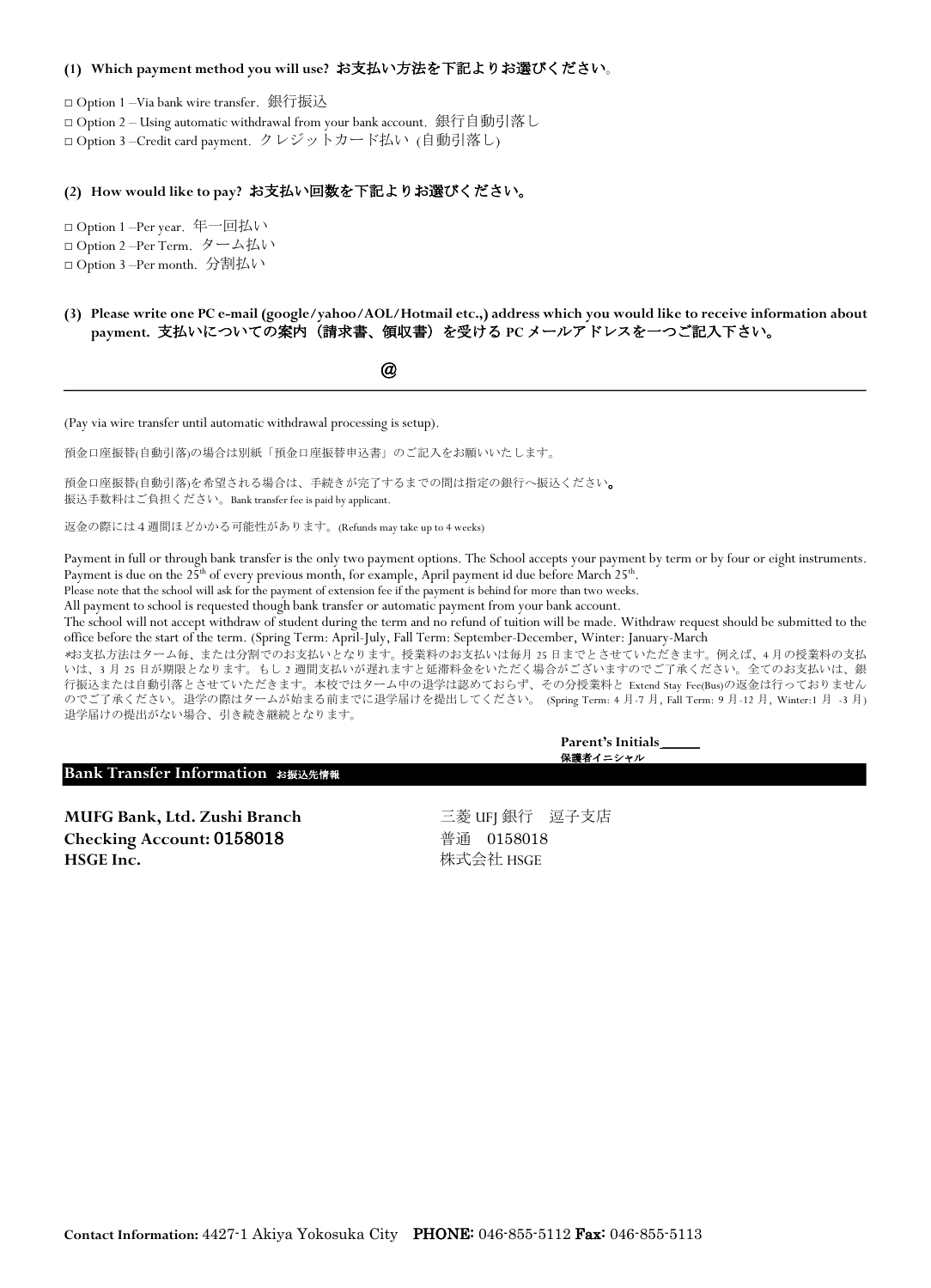**(1) Which payment method you will use? お支払い方法を下記よりお選びください。**

□ Option 1 –Via bank wire transfer. 銀行振込
□ Option 2 – Using automatic withdrawal from your bank account. 銀行自動引落し
□ Option 3 –Credit card payment. クレジットカード払い (自動引落し)

**(2) How would like to pay? お支払い回数を下記よりお選びください。**

□ Option 1 –Per year. 年一回払い
□ Option 2 –Per Term. ターム払い
□ Option 3 –Per month. 分割払い

**(3) Please write one PC e-mail (google/yahoo/AOL/Hotmail etc.,) address which you would like to receive information about payment. 支払いについての案内（請求書、領収書）を受ける PC メールアドレスを一つご記入下さい。**

＠

---

(Pay via wire transfer until automatic withdrawal processing is setup).

預金口座振替(自動引落)の場合は別紙「預金口座振替申込書」のご記入をお願いいたします。

預金口座振替(自動引落)を希望される場合は、手続きが完了するまでの間は指定の銀行へ振込ください。
振込手数料はご負担ください。Bank transfer fee is paid by applicant.

返金の際には４週間ほどかかる可能性があります。(Refunds may take up to 4 weeks)

Payment in full or through bank transfer is the only two payment options. The School accepts your payment by term or by four or eight instruments. Payment is due on the 25th of every previous month, for example, April payment id due before March 25th.
Please note that the school will ask for the payment of extension fee if the payment is behind for more than two weeks.
All payment to school is requested though bank transfer or automatic payment from your bank account.
The school will not accept withdraw of student during the term and no refund of tuition will be made. Withdraw request should be submitted to the office before the start of the term. (Spring Term: April-July, Fall Term: September-December, Winter: January-March
*お支払方法はターム毎、または分割でのお支払いとなります。授業料のお支払いは毎月 25 日までとさせていただきます。例えば、4 月の授業料の支払いは、3 月 25 日が期限となります。もし 2 週間支払いが遅れますと延滞料金をいただく場合がございますのでご了承ください。全てのお支払いは、銀行振込または自動引落とさせていただきます。本校ではターム中の退学は認めておらず、その分授業料と Extend Stay Fee(Bus)の返金は行っておりませんのでご了承ください。退学の際はタームが始まる前までに退学届けを提出してください。 (Spring Term: 4 月-7 月, Fall Term: 9 月-12 月, Winter:1 月 -3 月)
退学届けの提出がない場合、引き続き継続となります。

**Parent's Initials______**
**保護者イニシャル**

## Bank Transfer Information お振込先情報

**MUFG Bank, Ltd. Zushi Branch**
**Checking Account: 0158018**
**HSGE Inc.**

三菱 UFJ 銀行　逗子支店
普通　0158018
株式会社 HSGE

**Contact Information:** 4427-1 Akiya Yokosuka City **PHONE:** 046-855-5112 **Fax:** 046-855-5113